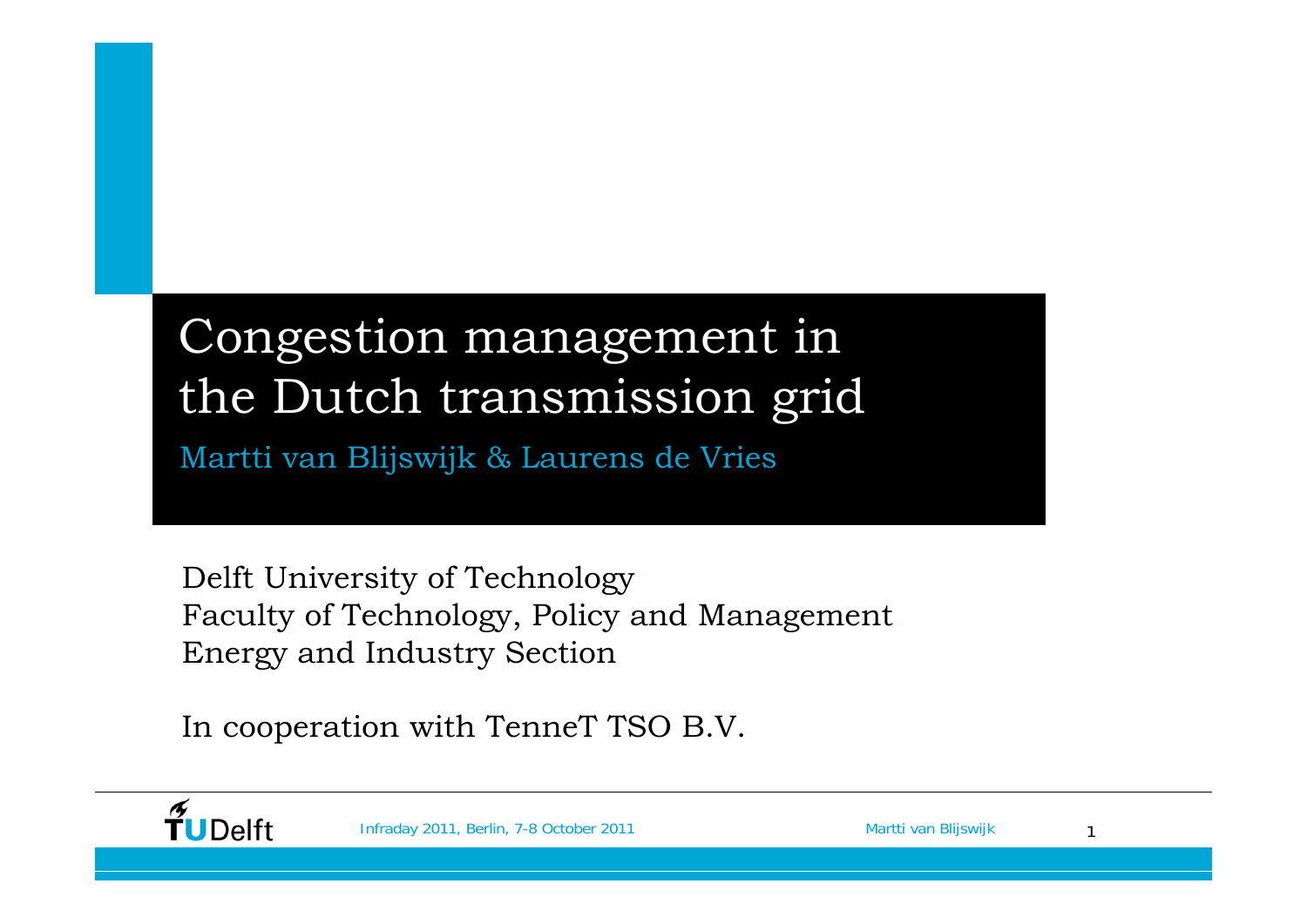# Congestion management in the Dutch transmission grid

Martti van Blijswijk & Laurens de Vries

Delft University of Technology
Faculty of Technology, Policy and Management
Energy and Industry Section

In cooperation with TenneT TSO B.V.

Infraday 2011, Berlin, 7-8 October 2011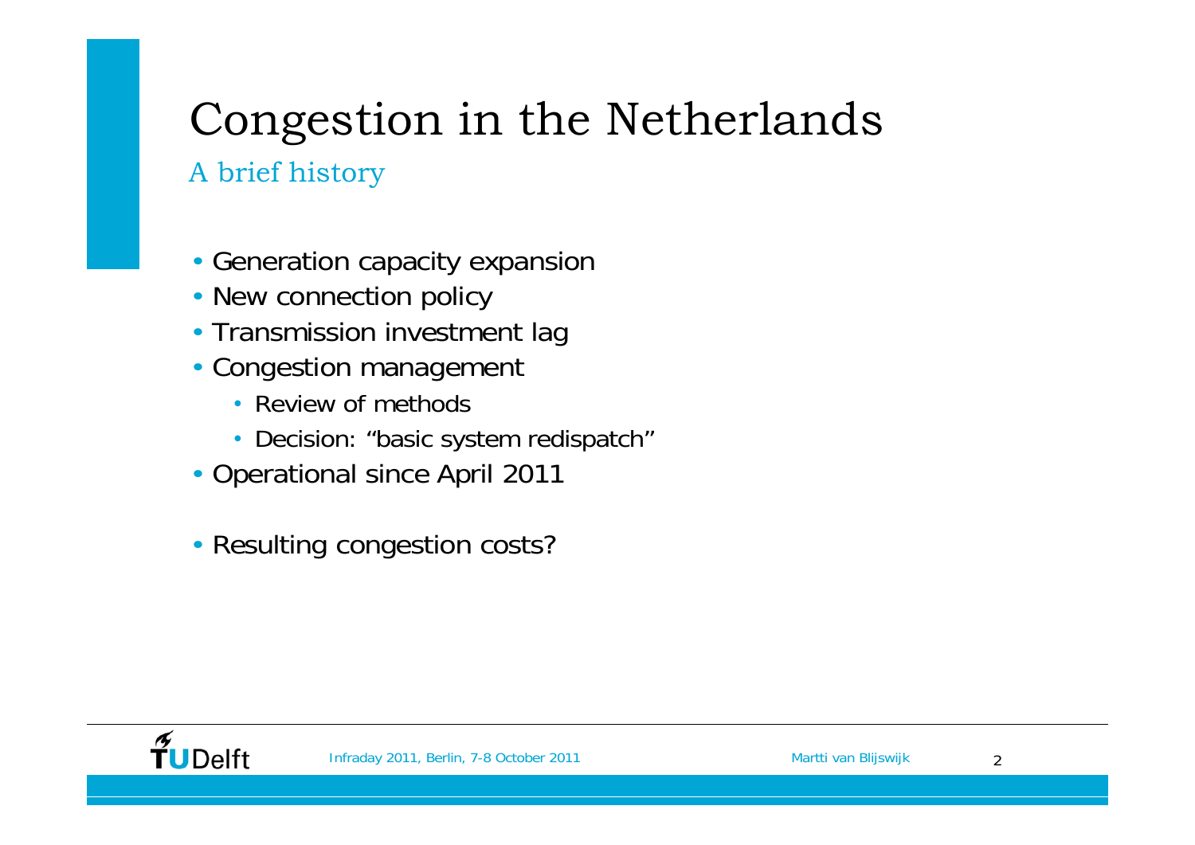# Congestion in the Netherlands

## A brief history

- Generation capacity expansion
- New connection policy
- Transmission investment lag
- Congestion management
  - Review of methods
  - Decision: "basic system redispatch"
- Operational since April 2011

- Resulting congestion costs?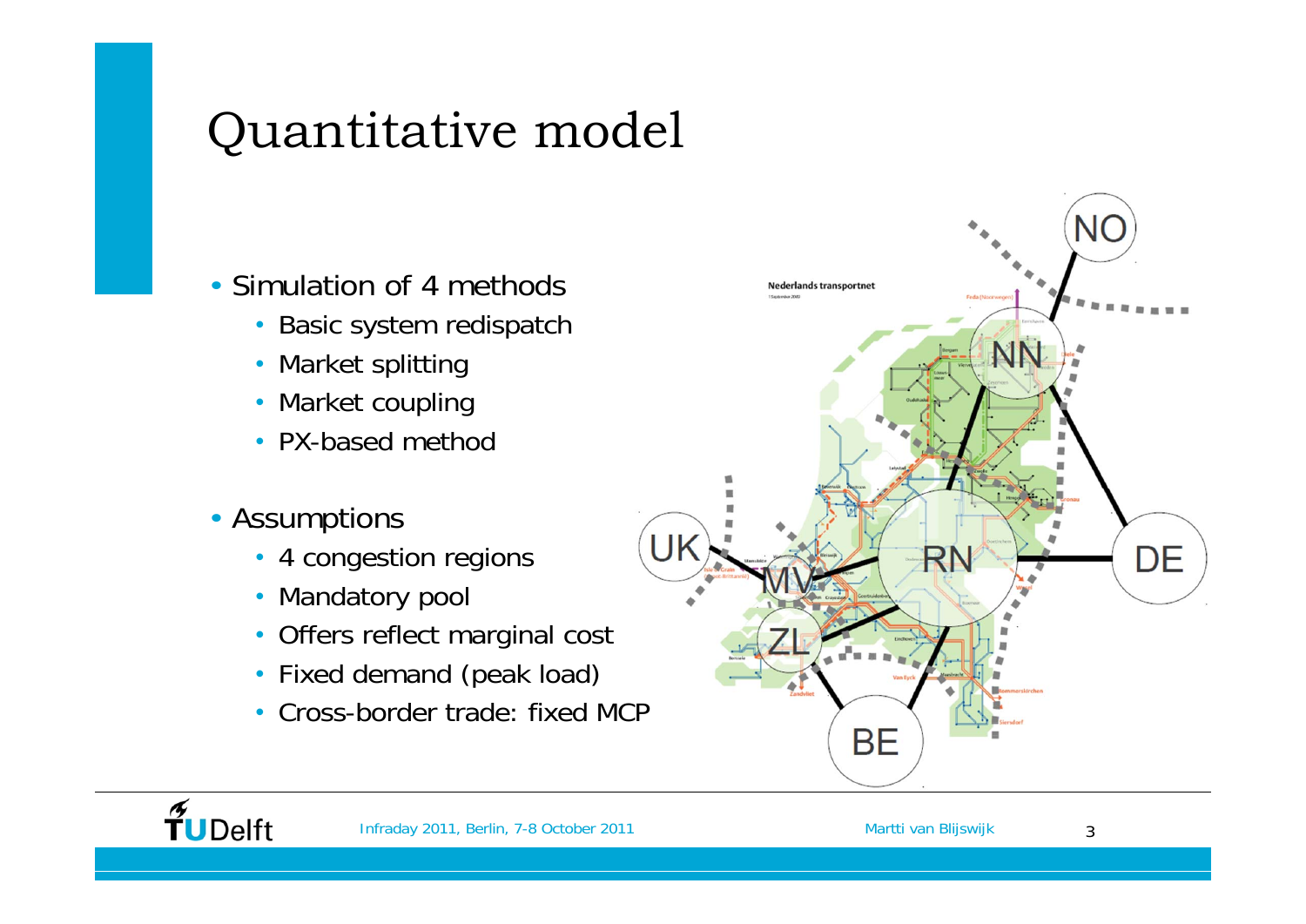# Quantitative model

- Simulation of 4 methods
  - Basic system redispatch
  - Market splitting
  - Market coupling
  - PX-based method
- Assumptions
  - 4 congestion regions
  - Mandatory pool
  - Offers reflect marginal cost
  - Fixed demand (peak load)
  - Cross-border trade: fixed MCP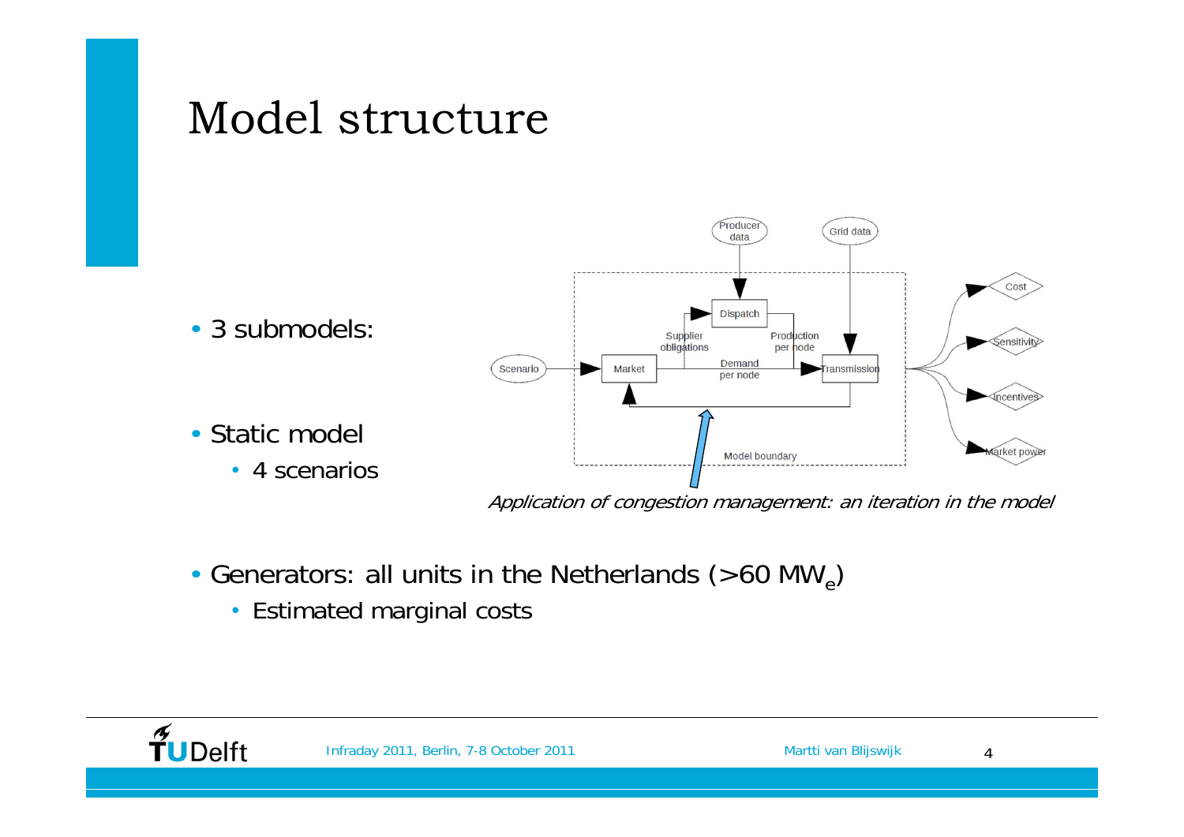# Model structure

- 3 submodels:
- Static model
  - 4 scenarios

*Application of congestion management: an iteration in the model*

- Generators: all units in the Netherlands (>60 $MW_e$)
  - Estimated marginal costs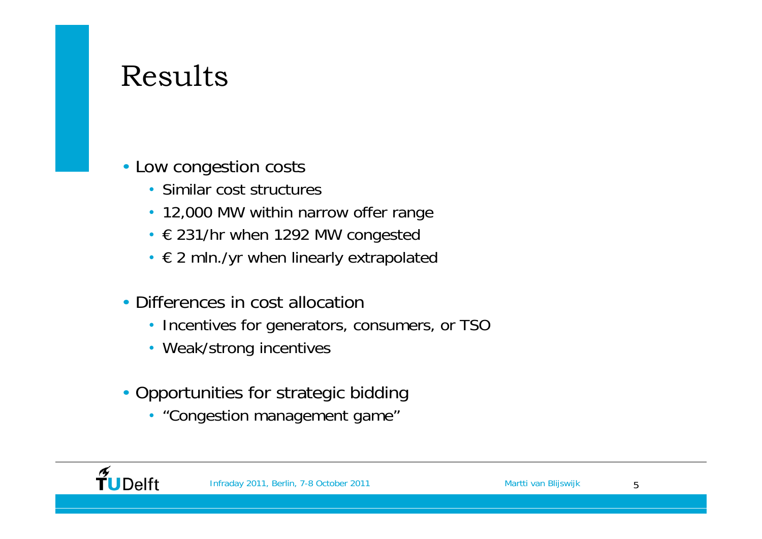# Results

- Low congestion costs
  - Similar cost structures
  - 12,000 MW within narrow offer range
  - € 231/hr when 1292 MW congested
  - € 2 mln./yr when linearly extrapolated
- Differences in cost allocation
  - Incentives for generators, consumers, or TSO
  - Weak/strong incentives
- Opportunities for strategic bidding
  - "Congestion management game"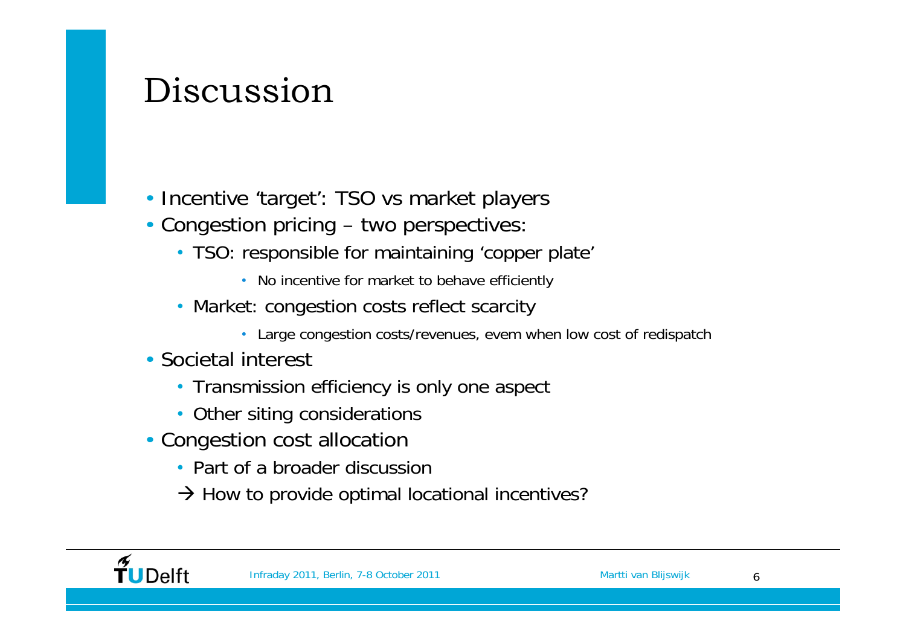# Discussion

- Incentive 'target': TSO vs market players
- Congestion pricing – two perspectives:
  - TSO: responsible for maintaining 'copper plate'
    - No incentive for market to behave efficiently
  - Market: congestion costs reflect scarcity
    - Large congestion costs/revenues, evem when low cost of redispatch
- Societal interest
  - Transmission efficiency is only one aspect
  - Other siting considerations
- Congestion cost allocation
  - Part of a broader discussion
  - → How to provide optimal locational incentives?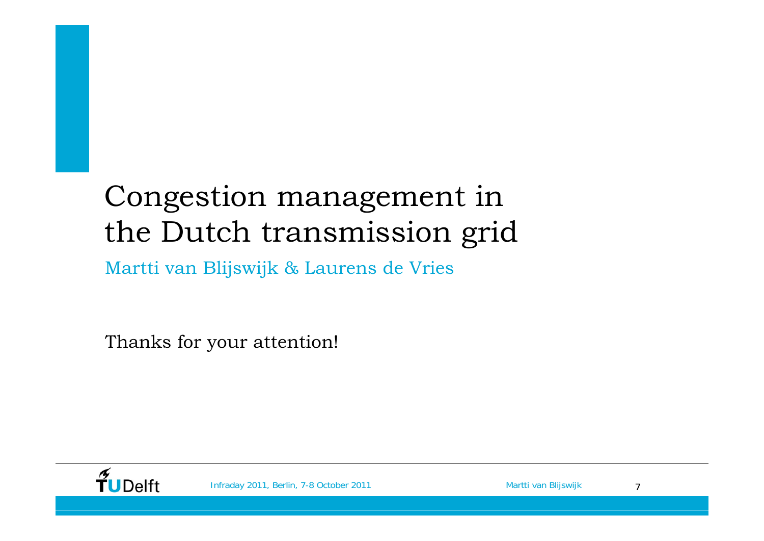# Congestion management in the Dutch transmission grid

Martti van Blijswijk & Laurens de Vries

Thanks for your attention!